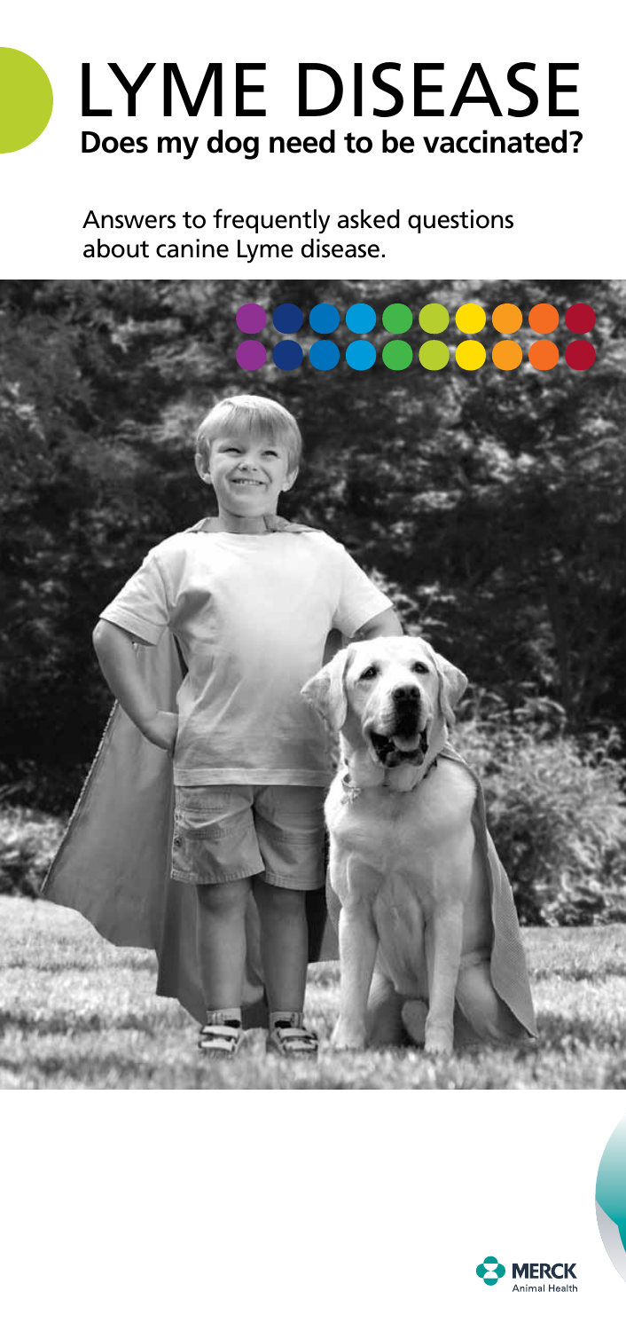# LYME DISEASE

**Does my dog need to be vaccinated?**

Answers to frequently asked questions about canine Lyme disease.

MERCK
Animal Health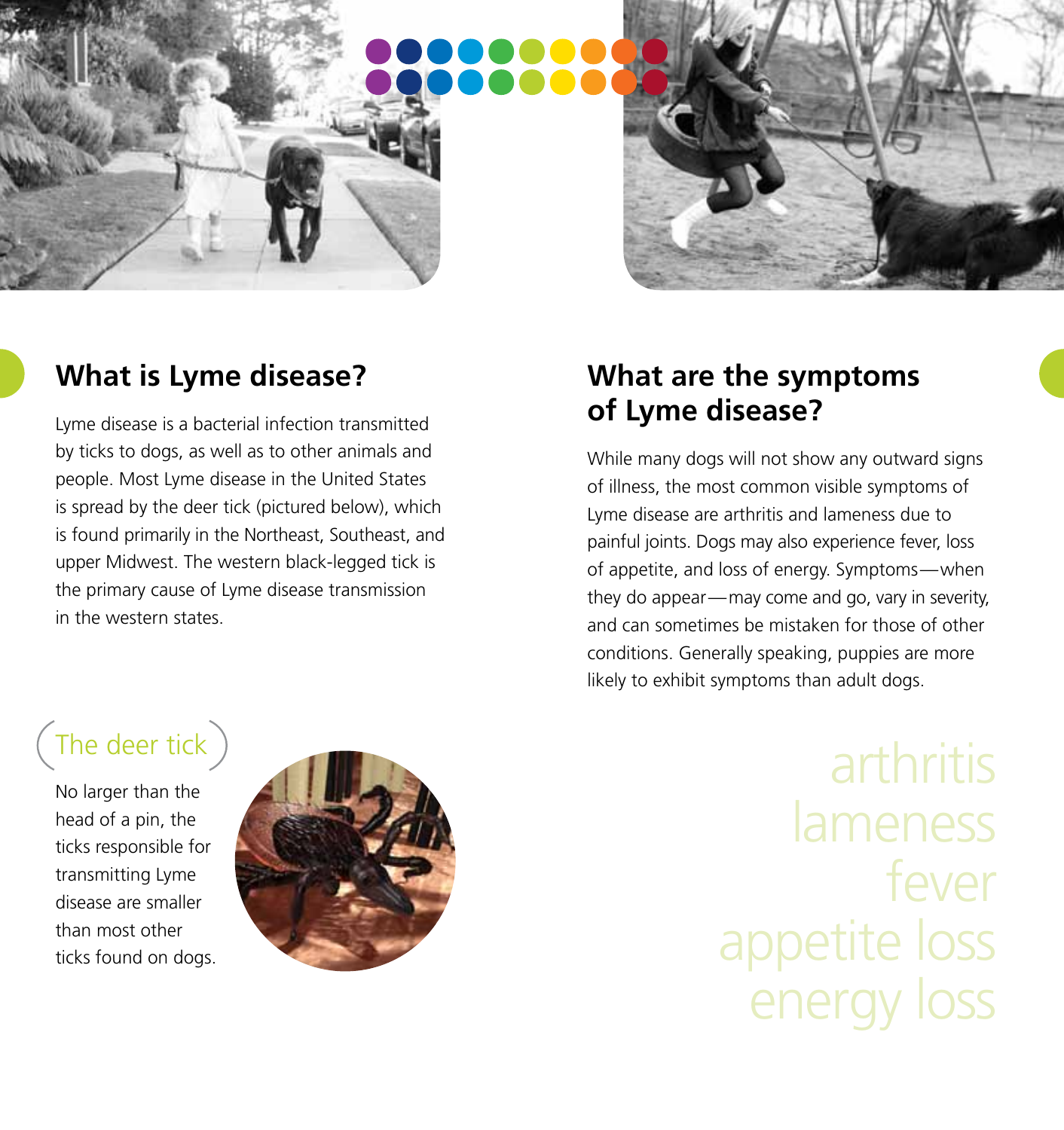## What is Lyme disease?

Lyme disease is a bacterial infection transmitted by ticks to dogs, as well as to other animals and people. Most Lyme disease in the United States is spread by the deer tick (pictured below), which is found primarily in the Northeast, Southeast, and upper Midwest. The western black-legged tick is the primary cause of Lyme disease transmission in the western states.

### The deer tick

No larger than the head of a pin, the ticks responsible for transmitting Lyme disease are smaller than most other ticks found on dogs.

## What are the symptoms of Lyme disease?

While many dogs will not show any outward signs of illness, the most common visible symptoms of Lyme disease are arthritis and lameness due to painful joints. Dogs may also experience fever, loss of appetite, and loss of energy. Symptoms—when they do appear—may come and go, vary in severity, and can sometimes be mistaken for those of other conditions. Generally speaking, puppies are more likely to exhibit symptoms than adult dogs.

arthritis
lameness
fever
appetite loss
energy loss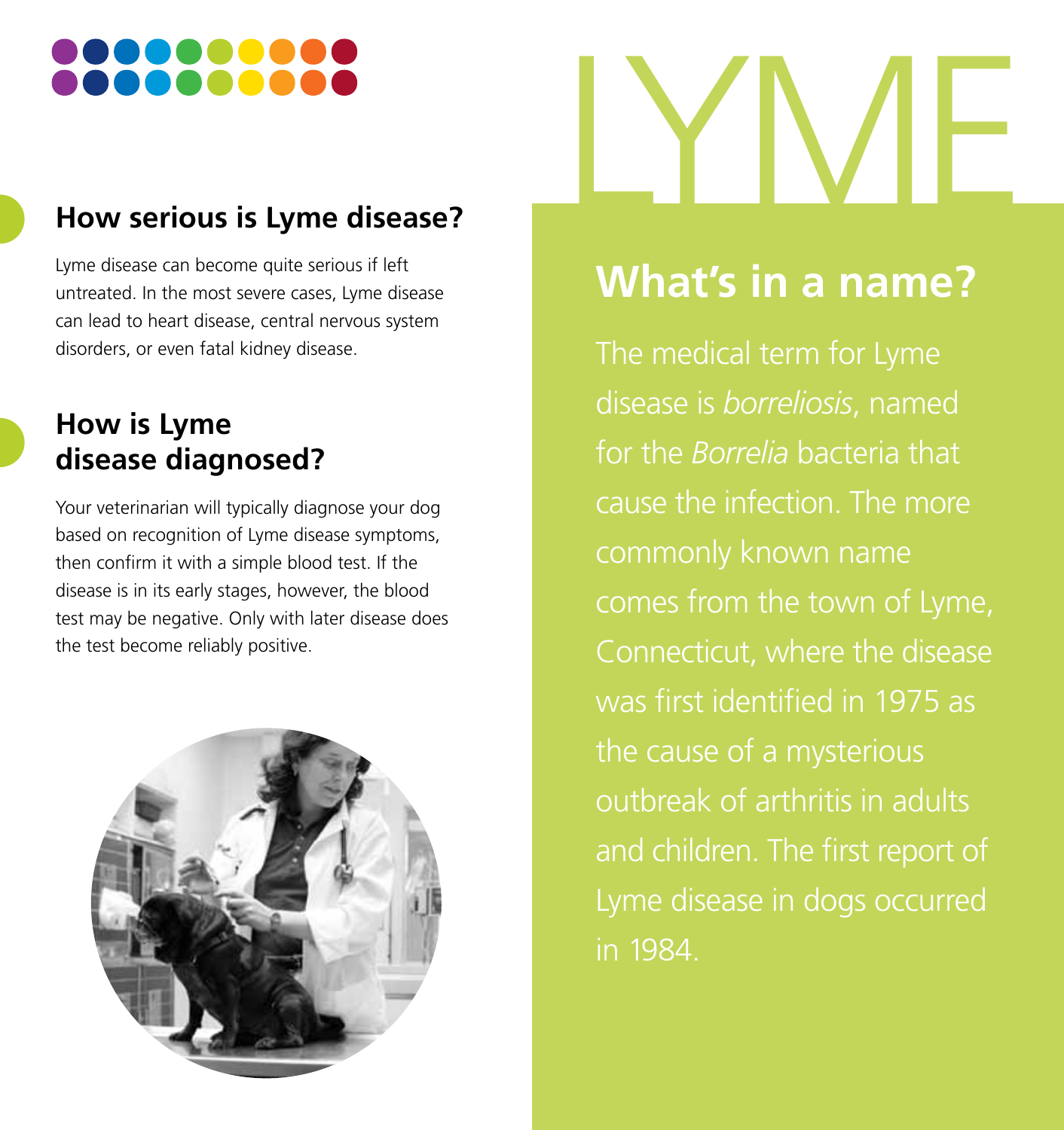## How serious is Lyme disease?

Lyme disease can become quite serious if left untreated. In the most severe cases, Lyme disease can lead to heart disease, central nervous system disorders, or even fatal kidney disease.

## How is Lyme disease diagnosed?

Your veterinarian will typically diagnose your dog based on recognition of Lyme disease symptoms, then confirm it with a simple blood test. If the disease is in its early stages, however, the blood test may be negative. Only with later disease does the test become reliably positive.

# LYME

## What's in a name?

The medical term for Lyme disease is *borreliosis*, named for the *Borrelia* bacteria that cause the infection. The more commonly known name comes from the town of Lyme, Connecticut, where the disease was first identified in 1975 as the cause of a mysterious outbreak of arthritis in adults and children. The first report of Lyme disease in dogs occurred in 1984.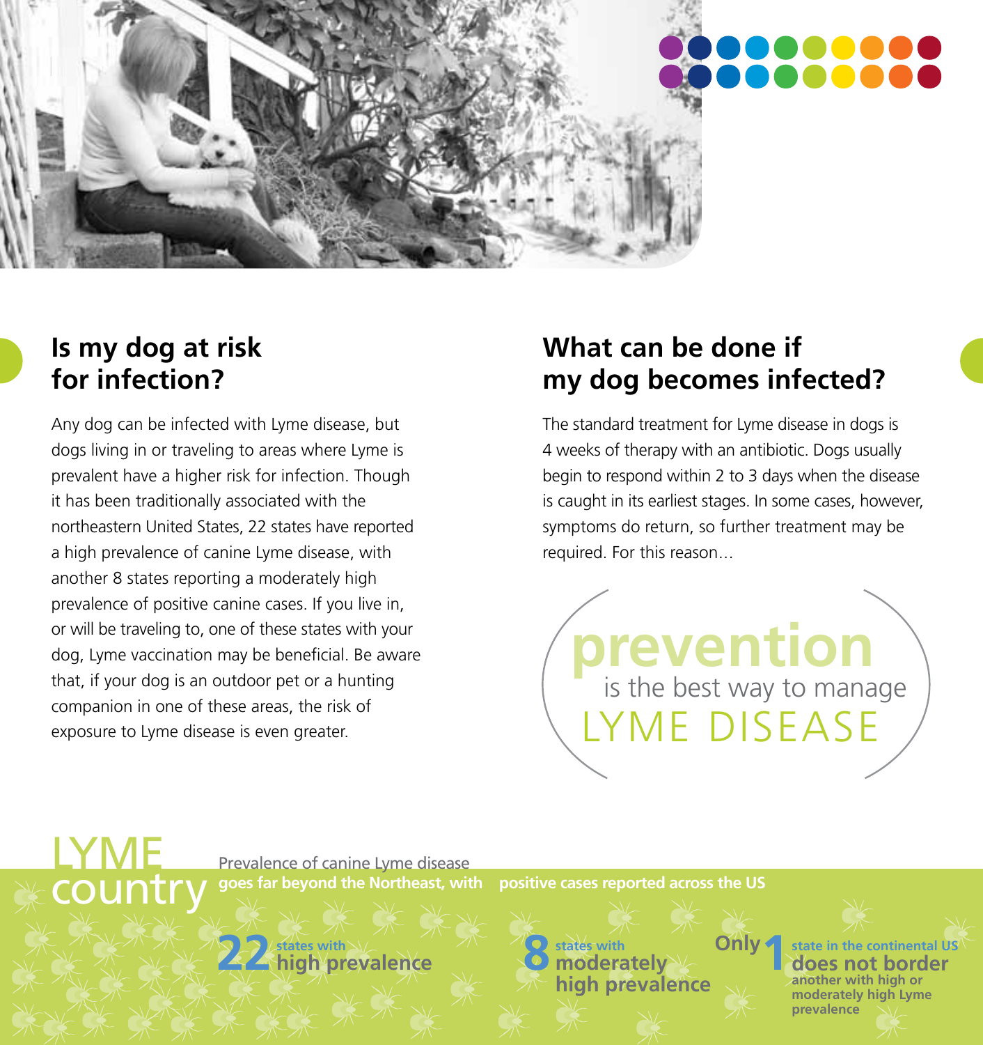## Is my dog at risk for infection?

Any dog can be infected with Lyme disease, but dogs living in or traveling to areas where Lyme is prevalent have a higher risk for infection. Though it has been traditionally associated with the northeastern United States, 22 states have reported a high prevalence of canine Lyme disease, with another 8 states reporting a moderately high prevalence of positive canine cases. If you live in, or will be traveling to, one of these states with your dog, Lyme vaccination may be beneficial. Be aware that, if your dog is an outdoor pet or a hunting companion in one of these areas, the risk of exposure to Lyme disease is even greater.

## What can be done if my dog becomes infected?

The standard treatment for Lyme disease in dogs is 4 weeks of therapy with an antibiotic. Dogs usually begin to respond within 2 to 3 days when the disease is caught in its earliest stages. In some cases, however, symptoms do return, so further treatment may be required. For this reason…

**prevention** is the best way to manage LYME DISEASE

## LYME country

Prevalence of canine Lyme disease **goes far beyond the Northeast, with positive cases reported across the US**

**22** states with **high prevalence**

**8** states with **moderately high prevalence**

**Only 1** state in the continental US **does not border another with high or moderately high Lyme prevalence**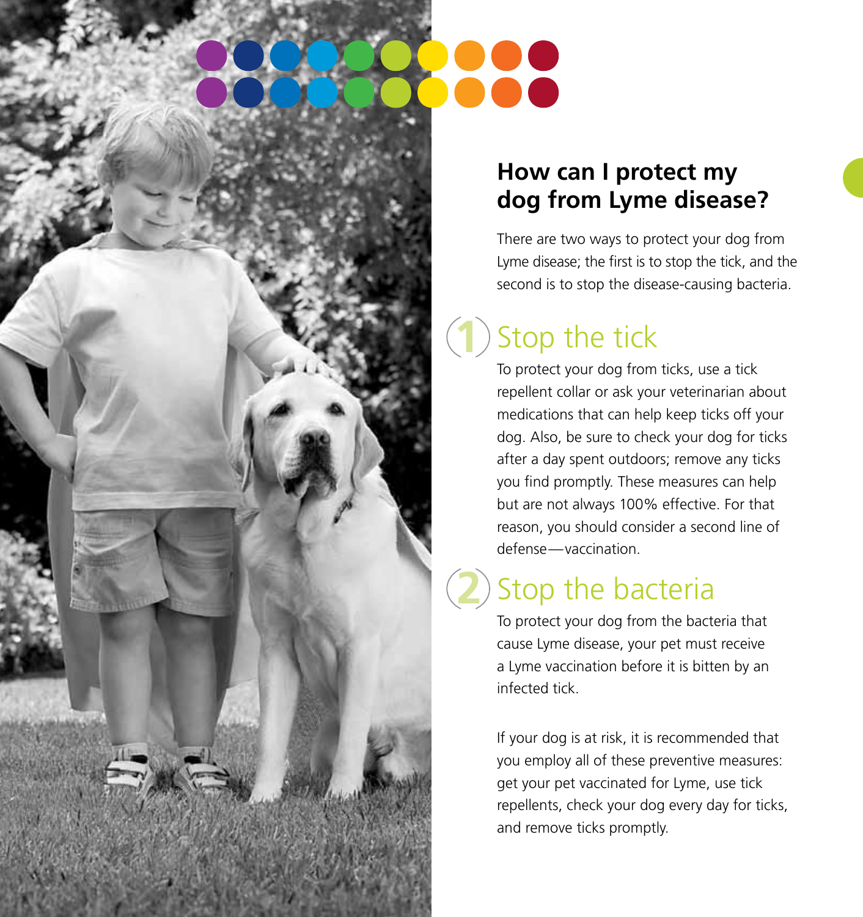## How can I protect my dog from Lyme disease?

There are two ways to protect your dog from Lyme disease; the first is to stop the tick, and the second is to stop the disease-causing bacteria.

### 1 Stop the tick

To protect your dog from ticks, use a tick repellent collar or ask your veterinarian about medications that can help keep ticks off your dog. Also, be sure to check your dog for ticks after a day spent outdoors; remove any ticks you find promptly. These measures can help but are not always 100% effective. For that reason, you should consider a second line of defense—vaccination.

### 2 Stop the bacteria

To protect your dog from the bacteria that cause Lyme disease, your pet must receive a Lyme vaccination before it is bitten by an infected tick.

If your dog is at risk, it is recommended that you employ all of these preventive measures: get your pet vaccinated for Lyme, use tick repellents, check your dog every day for ticks, and remove ticks promptly.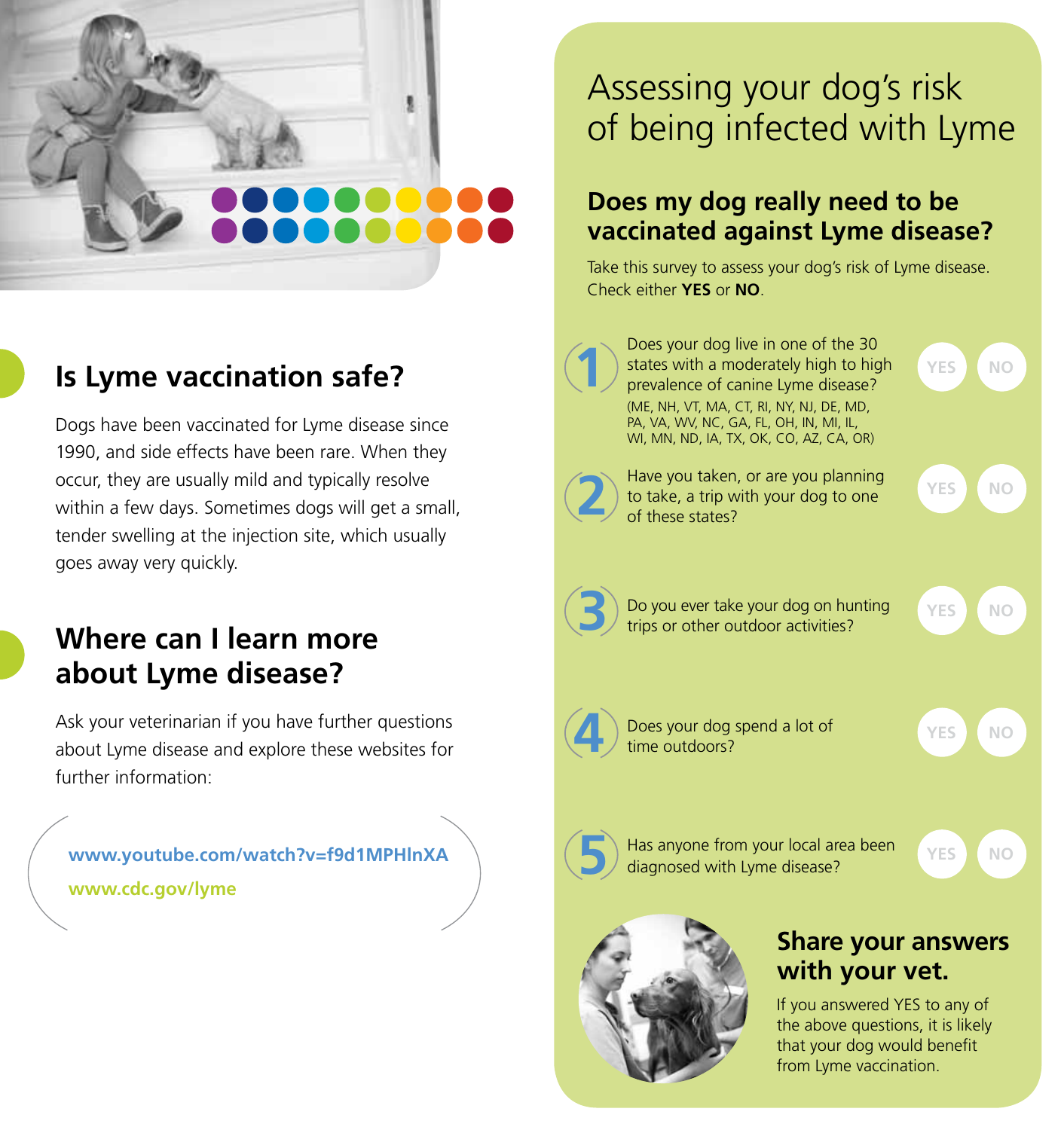## Is Lyme vaccination safe?

Dogs have been vaccinated for Lyme disease since 1990, and side effects have been rare. When they occur, they are usually mild and typically resolve within a few days. Sometimes dogs will get a small, tender swelling at the injection site, which usually goes away very quickly.

## Where can I learn more about Lyme disease?

Ask your veterinarian if you have further questions about Lyme disease and explore these websites for further information:

www.youtube.com/watch?v=f9d1MPHlnXA

www.cdc.gov/lyme

# Assessing your dog's risk of being infected with Lyme

## Does my dog really need to be vaccinated against Lyme disease?

Take this survey to assess your dog's risk of Lyme disease. Check either **YES** or **NO**.

1. Does your dog live in one of the 30 states with a moderately high to high prevalence of canine Lyme disease? (ME, NH, VT, MA, CT, RI, NY, NJ, DE, MD, PA, VA, WV, NC, GA, FL, OH, IN, MI, IL, WI, MN, ND, IA, TX, OK, CO, AZ, CA, OR) — YES / NO
2. Have you taken, or are you planning to take, a trip with your dog to one of these states? — YES / NO
3. Do you ever take your dog on hunting trips or other outdoor activities? — YES / NO
4. Does your dog spend a lot of time outdoors? — YES / NO
5. Has anyone from your local area been diagnosed with Lyme disease? — YES / NO

## Share your answers with your vet.

If you answered YES to any of the above questions, it is likely that your dog would benefit from Lyme vaccination.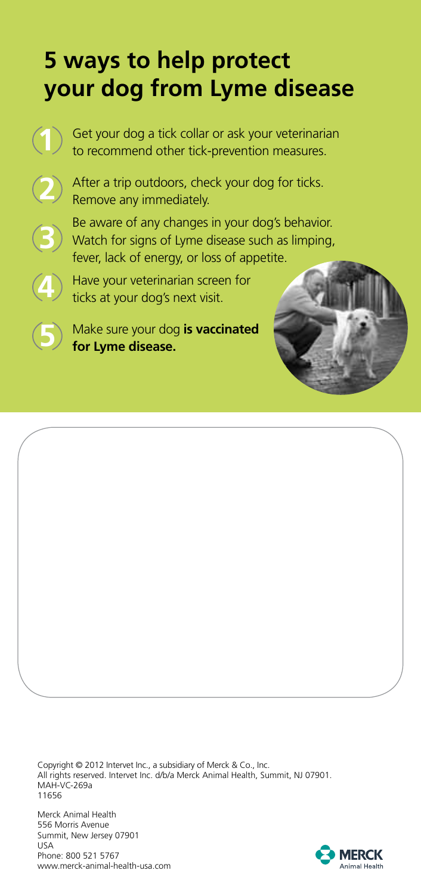# 5 ways to help protect your dog from Lyme disease

1. Get your dog a tick collar or ask your veterinarian to recommend other tick-prevention measures.
2. After a trip outdoors, check your dog for ticks. Remove any immediately.
3. Be aware of any changes in your dog's behavior. Watch for signs of Lyme disease such as limping, fever, lack of energy, or loss of appetite.
4. Have your veterinarian screen for ticks at your dog's next visit.
5. Make sure your dog **is vaccinated for Lyme disease.**

Copyright © 2012 Intervet Inc., a subsidiary of Merck & Co., Inc.
All rights reserved. Intervet Inc. d/b/a Merck Animal Health, Summit, NJ 07901.
MAH-VC-269a
11656

Merck Animal Health
556 Morris Avenue
Summit, New Jersey 07901
USA
Phone: 800 521 5767
www.merck-animal-health-usa.com

MERCK
Animal Health